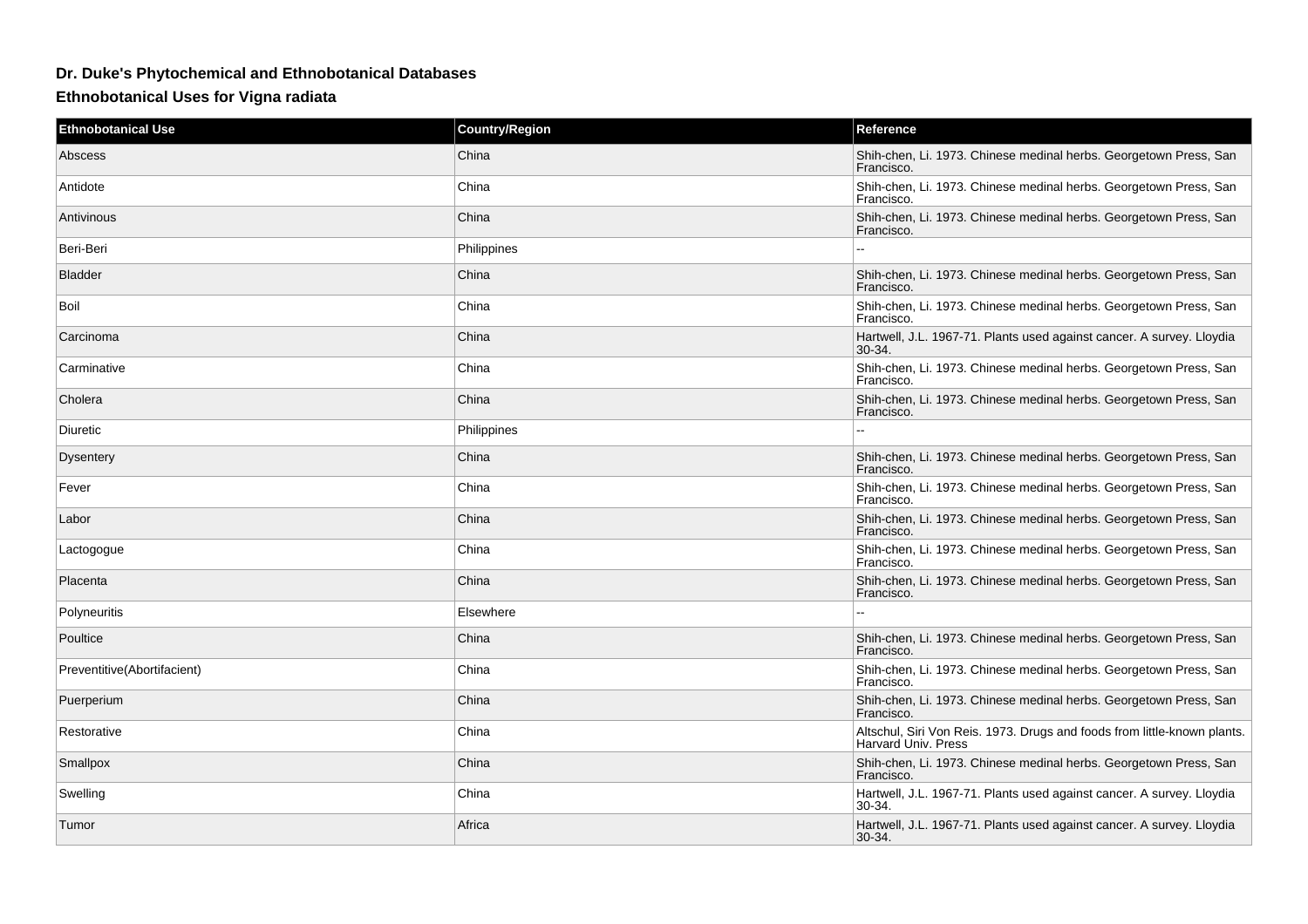## Dr. Duke's Phytochemical and Ethnobotanical Databases

## Ethnobotanical Uses for Vigna radiata

| Ethnobotanical Use | Country/Region | Reference |
| --- | --- | --- |
| Abscess | China | Shih-chen, Li. 1973. Chinese medinal herbs. Georgetown Press, San Francisco. |
| Antidote | China | Shih-chen, Li. 1973. Chinese medinal herbs. Georgetown Press, San Francisco. |
| Antivinous | China | Shih-chen, Li. 1973. Chinese medinal herbs. Georgetown Press, San Francisco. |
| Beri-Beri | Philippines | -- |
| Bladder | China | Shih-chen, Li. 1973. Chinese medinal herbs. Georgetown Press, San Francisco. |
| Boil | China | Shih-chen, Li. 1973. Chinese medinal herbs. Georgetown Press, San Francisco. |
| Carcinoma | China | Hartwell, J.L. 1967-71. Plants used against cancer. A survey. Lloydia 30-34. |
| Carminative | China | Shih-chen, Li. 1973. Chinese medinal herbs. Georgetown Press, San Francisco. |
| Cholera | China | Shih-chen, Li. 1973. Chinese medinal herbs. Georgetown Press, San Francisco. |
| Diuretic | Philippines | -- |
| Dysentery | China | Shih-chen, Li. 1973. Chinese medinal herbs. Georgetown Press, San Francisco. |
| Fever | China | Shih-chen, Li. 1973. Chinese medinal herbs. Georgetown Press, San Francisco. |
| Labor | China | Shih-chen, Li. 1973. Chinese medinal herbs. Georgetown Press, San Francisco. |
| Lactogogue | China | Shih-chen, Li. 1973. Chinese medinal herbs. Georgetown Press, San Francisco. |
| Placenta | China | Shih-chen, Li. 1973. Chinese medinal herbs. Georgetown Press, San Francisco. |
| Polyneuritis | Elsewhere | -- |
| Poultice | China | Shih-chen, Li. 1973. Chinese medinal herbs. Georgetown Press, San Francisco. |
| Preventitive(Abortifacient) | China | Shih-chen, Li. 1973. Chinese medinal herbs. Georgetown Press, San Francisco. |
| Puerperium | China | Shih-chen, Li. 1973. Chinese medinal herbs. Georgetown Press, San Francisco. |
| Restorative | China | Altschul, Siri Von Reis. 1973. Drugs and foods from little-known plants. Harvard Univ. Press |
| Smallpox | China | Shih-chen, Li. 1973. Chinese medinal herbs. Georgetown Press, San Francisco. |
| Swelling | China | Hartwell, J.L. 1967-71. Plants used against cancer. A survey. Lloydia 30-34. |
| Tumor | Africa | Hartwell, J.L. 1967-71. Plants used against cancer. A survey. Lloydia 30-34. |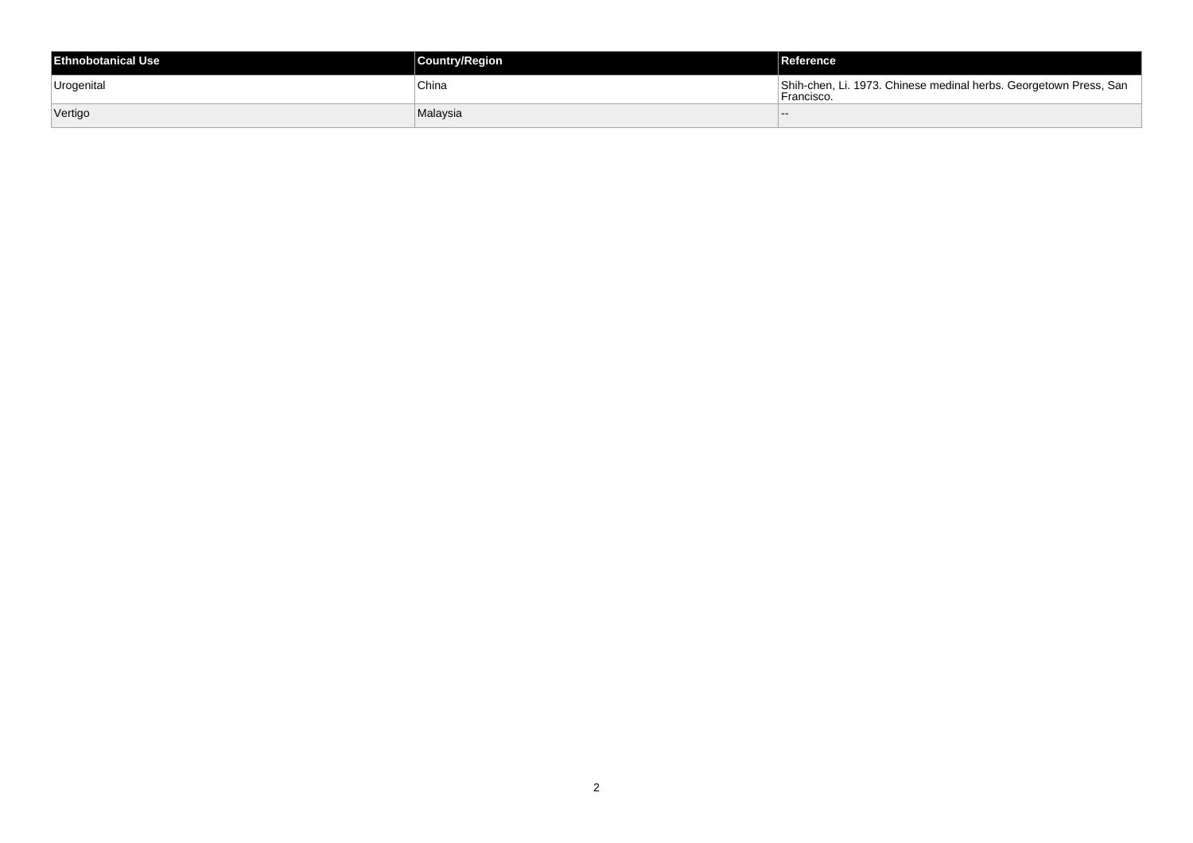| Ethnobotanical Use | Country/Region | Reference |
| --- | --- | --- |
| Urogenital | China | Shih-chen, Li. 1973. Chinese medinal herbs. Georgetown Press, San Francisco. |
| Vertigo | Malaysia | -- |